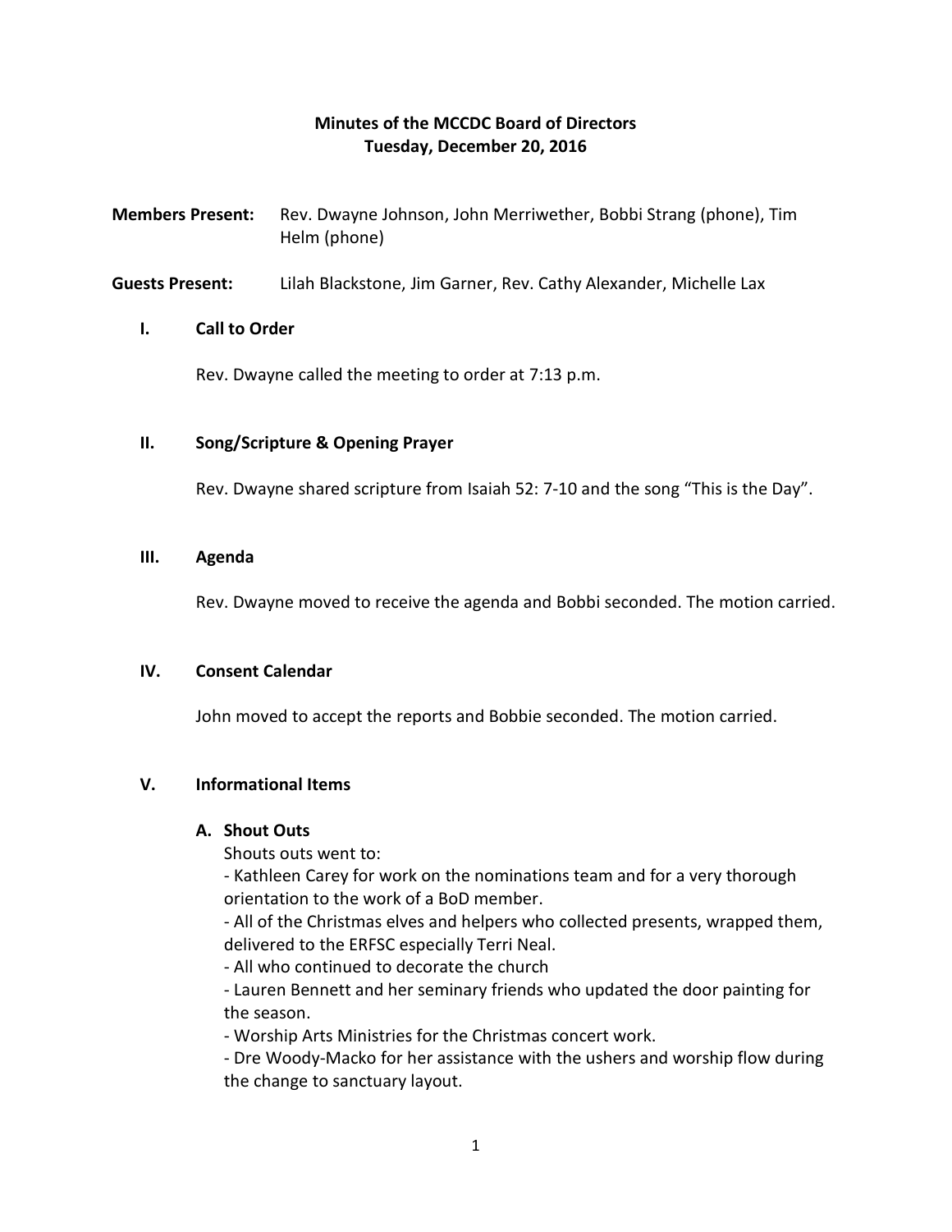# Minutes of the MCCDC Board of Directors
## Tuesday, December 20, 2016

**Members Present:** Rev. Dwayne Johnson, John Merriwether, Bobbi Strang (phone), Tim Helm (phone)

**Guests Present:** Lilah Blackstone, Jim Garner, Rev. Cathy Alexander, Michelle Lax

### I. Call to Order

Rev. Dwayne called the meeting to order at 7:13 p.m.

### II. Song/Scripture & Opening Prayer

Rev. Dwayne shared scripture from Isaiah 52: 7-10 and the song "This is the Day".

### III. Agenda

Rev. Dwayne moved to receive the agenda and Bobbi seconded. The motion carried.

### IV. Consent Calendar

John moved to accept the reports and Bobbie seconded. The motion carried.

### V. Informational Items

#### A. Shout Outs

Shouts outs went to:

- Kathleen Carey for work on the nominations team and for a very thorough orientation to the work of a BoD member.
- All of the Christmas elves and helpers who collected presents, wrapped them, delivered to the ERFSC especially Terri Neal.
- All who continued to decorate the church
- Lauren Bennett and her seminary friends who updated the door painting for the season.
- Worship Arts Ministries for the Christmas concert work.
- Dre Woody-Macko for her assistance with the ushers and worship flow during the change to sanctuary layout.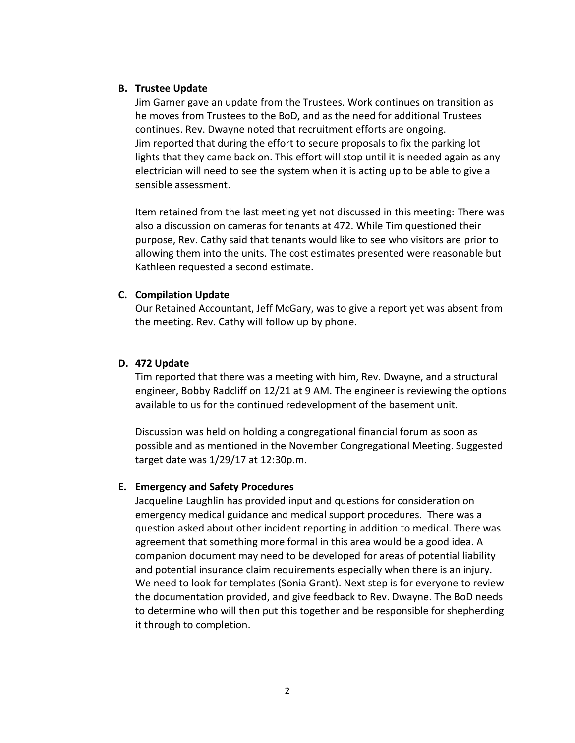**B. Trustee Update**

Jim Garner gave an update from the Trustees. Work continues on transition as he moves from Trustees to the BoD, and as the need for additional Trustees continues. Rev. Dwayne noted that recruitment efforts are ongoing.
Jim reported that during the effort to secure proposals to fix the parking lot lights that they came back on. This effort will stop until it is needed again as any electrician will need to see the system when it is acting up to be able to give a sensible assessment.

Item retained from the last meeting yet not discussed in this meeting: There was also a discussion on cameras for tenants at 472. While Tim questioned their purpose, Rev. Cathy said that tenants would like to see who visitors are prior to allowing them into the units. The cost estimates presented were reasonable but Kathleen requested a second estimate.

**C. Compilation Update**

Our Retained Accountant, Jeff McGary, was to give a report yet was absent from the meeting. Rev. Cathy will follow up by phone.

**D. 472 Update**

Tim reported that there was a meeting with him, Rev. Dwayne, and a structural engineer, Bobby Radcliff on 12/21 at 9 AM. The engineer is reviewing the options available to us for the continued redevelopment of the basement unit.

Discussion was held on holding a congregational financial forum as soon as possible and as mentioned in the November Congregational Meeting. Suggested target date was 1/29/17 at 12:30p.m.

**E. Emergency and Safety Procedures**

Jacqueline Laughlin has provided input and questions for consideration on emergency medical guidance and medical support procedures. There was a question asked about other incident reporting in addition to medical. There was agreement that something more formal in this area would be a good idea. A companion document may need to be developed for areas of potential liability and potential insurance claim requirements especially when there is an injury. We need to look for templates (Sonia Grant). Next step is for everyone to review the documentation provided, and give feedback to Rev. Dwayne. The BoD needs to determine who will then put this together and be responsible for shepherding it through to completion.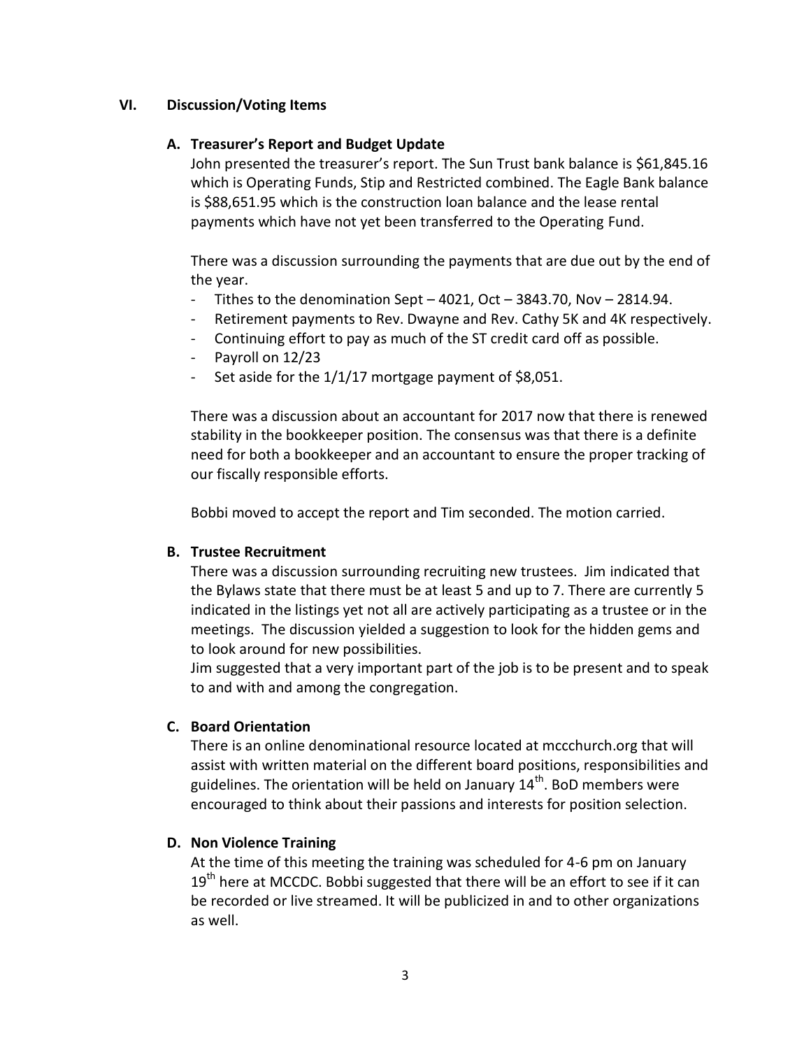## VI. Discussion/Voting Items

### A. Treasurer's Report and Budget Update

John presented the treasurer's report. The Sun Trust bank balance is $61,845.16 which is Operating Funds, Stip and Restricted combined. The Eagle Bank balance is $88,651.95 which is the construction loan balance and the lease rental payments which have not yet been transferred to the Operating Fund.

There was a discussion surrounding the payments that are due out by the end of the year.

- Tithes to the denomination Sept – 4021, Oct – 3843.70, Nov – 2814.94.
- Retirement payments to Rev. Dwayne and Rev. Cathy 5K and 4K respectively.
- Continuing effort to pay as much of the ST credit card off as possible.
- Payroll on 12/23
- Set aside for the 1/1/17 mortgage payment of $8,051.

There was a discussion about an accountant for 2017 now that there is renewed stability in the bookkeeper position. The consensus was that there is a definite need for both a bookkeeper and an accountant to ensure the proper tracking of our fiscally responsible efforts.

Bobbi moved to accept the report and Tim seconded. The motion carried.

### B. Trustee Recruitment

There was a discussion surrounding recruiting new trustees. Jim indicated that the Bylaws state that there must be at least 5 and up to 7. There are currently 5 indicated in the listings yet not all are actively participating as a trustee or in the meetings. The discussion yielded a suggestion to look for the hidden gems and to look around for new possibilities.

Jim suggested that a very important part of the job is to be present and to speak to and with and among the congregation.

### C. Board Orientation

There is an online denominational resource located at mccchurch.org that will assist with written material on the different board positions, responsibilities and guidelines. The orientation will be held on January 14th. BoD members were encouraged to think about their passions and interests for position selection.

### D. Non Violence Training

At the time of this meeting the training was scheduled for 4-6 pm on January 19th here at MCCDC. Bobbi suggested that there will be an effort to see if it can be recorded or live streamed. It will be publicized in and to other organizations as well.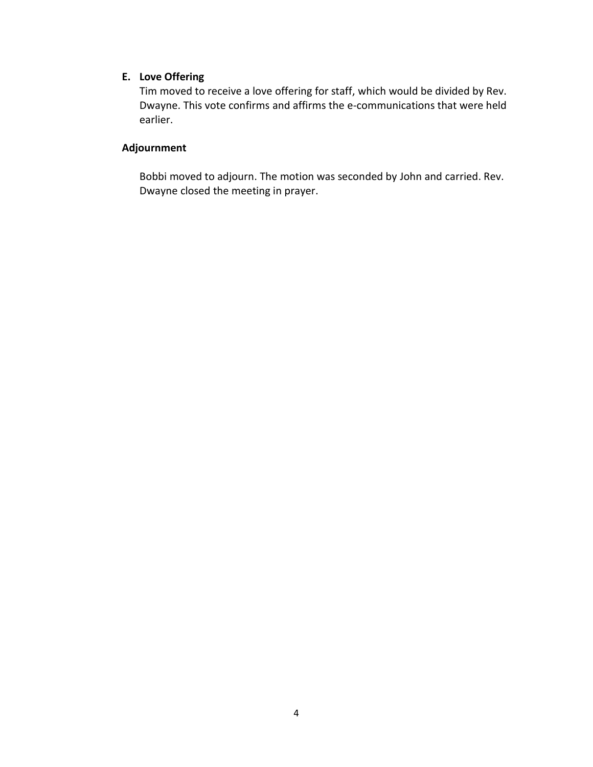**E. Love Offering**

Tim moved to receive a love offering for staff, which would be divided by Rev. Dwayne. This vote confirms and affirms the e-communications that were held earlier.

**Adjournment**

Bobbi moved to adjourn. The motion was seconded by John and carried. Rev. Dwayne closed the meeting in prayer.